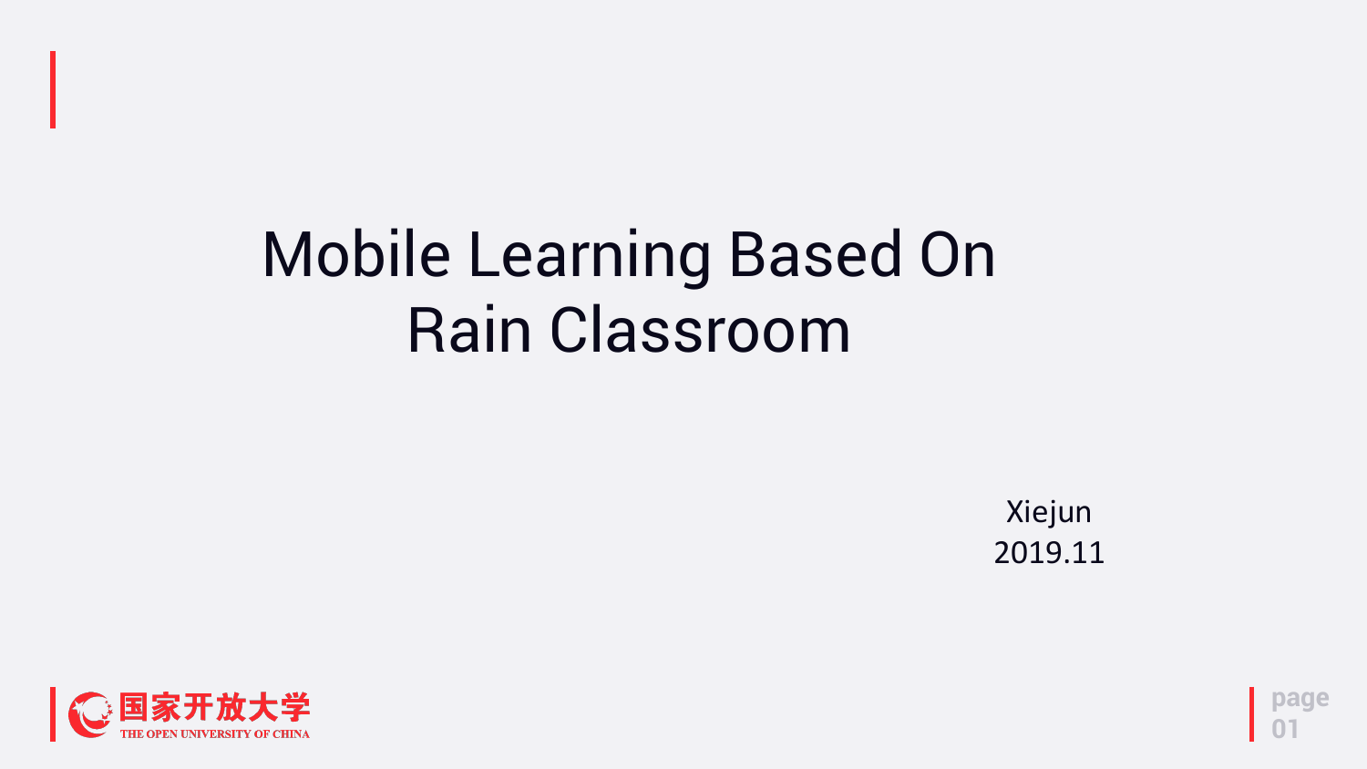# Mobile Learning Based On Rain Classroom

Xiejun
2019.11

国家开放大学
THE OPEN UNIVERSITY OF CHINA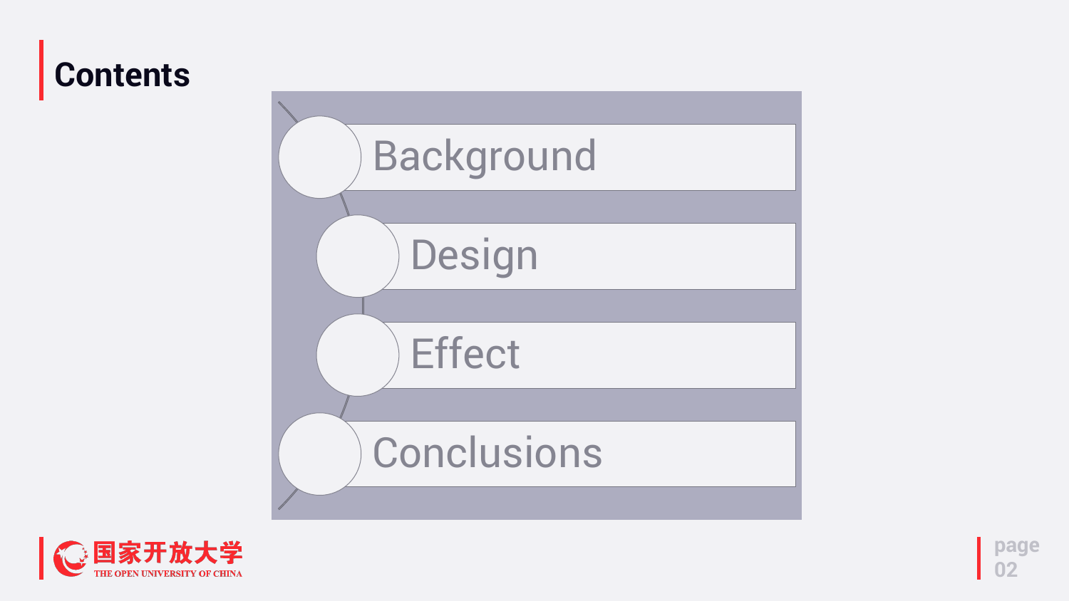# Contents

- Background
- Design
- Effect
- Conclusions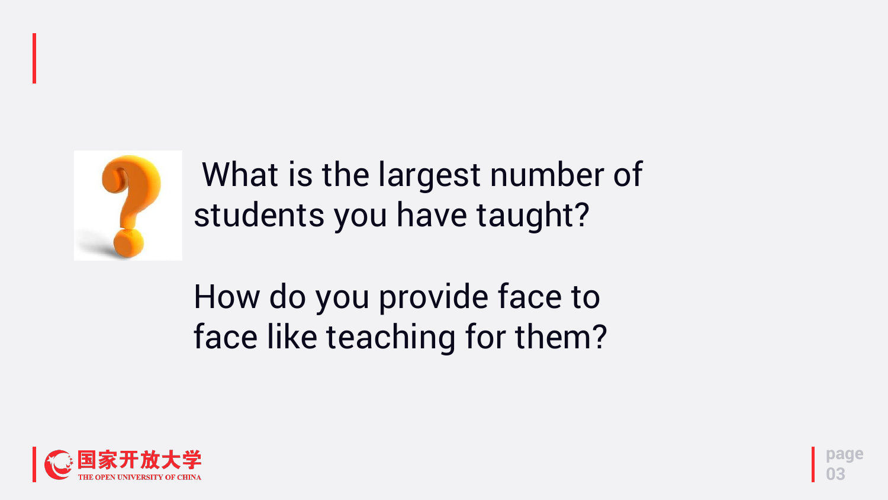What is the largest number of students you have taught?

How do you provide face to face like teaching for them?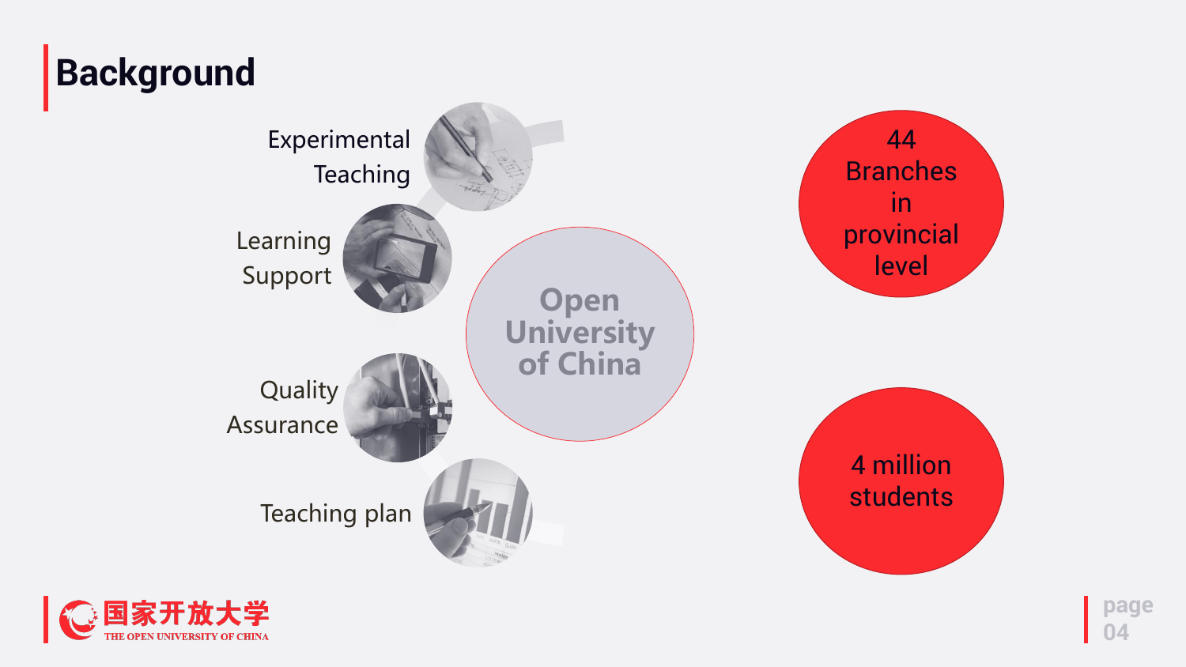# Background

Experimental Teaching

Learning Support

Quality Assurance

Teaching plan

Open University of China

44 Branches in provincial level

4 million students

国家开放大学 THE OPEN UNIVERSITY OF CHINA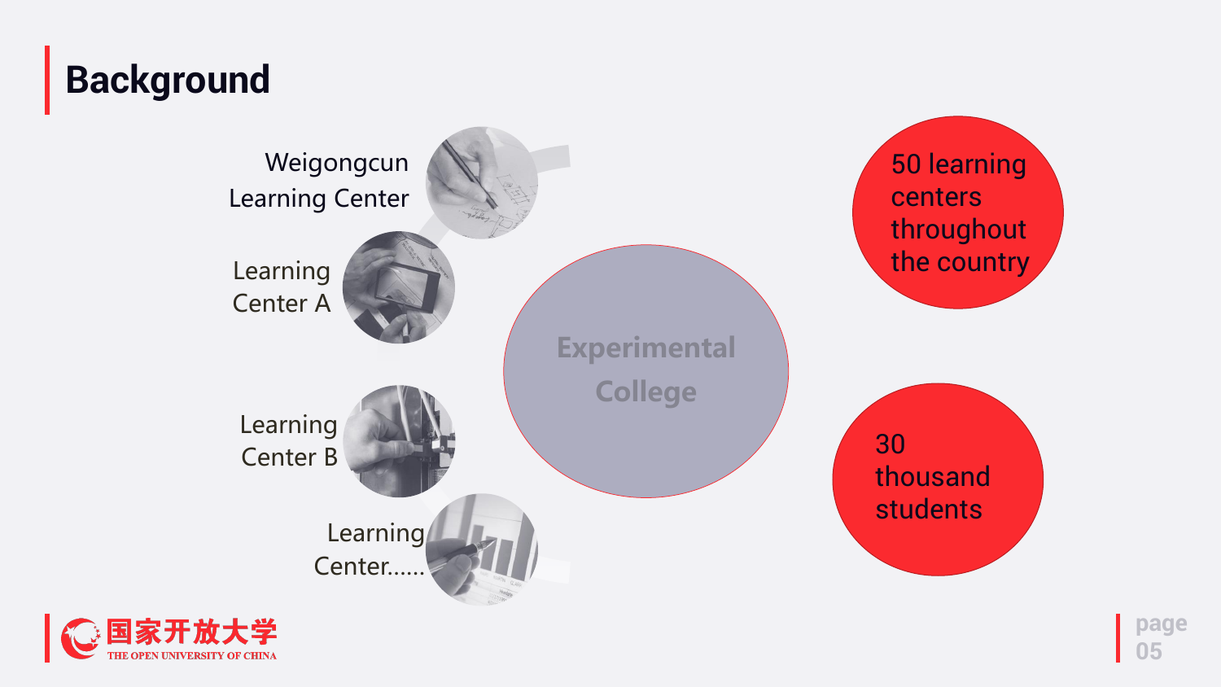# Background

Weigongcun Learning Center

Learning Center A

Learning Center B

Learning Center......

Experimental College

50 learning centers throughout the country

30 thousand students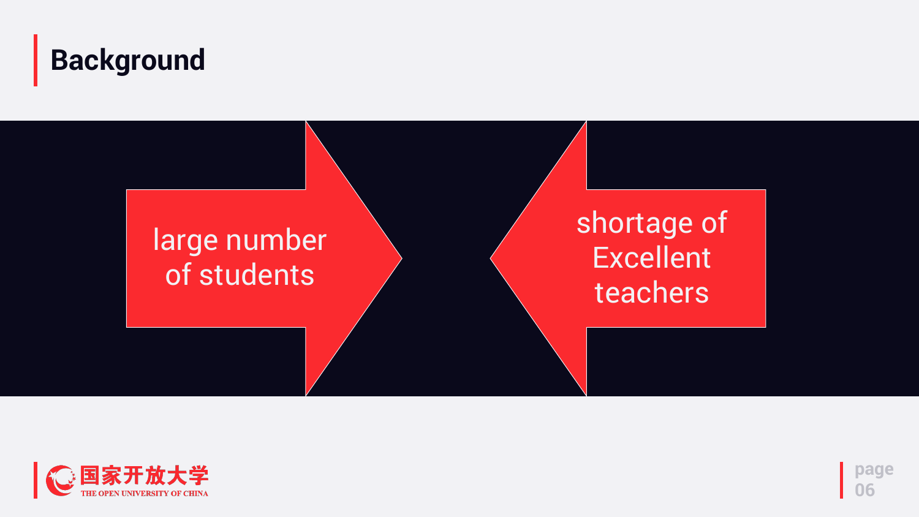# Background

large number of students

shortage of Excellent teachers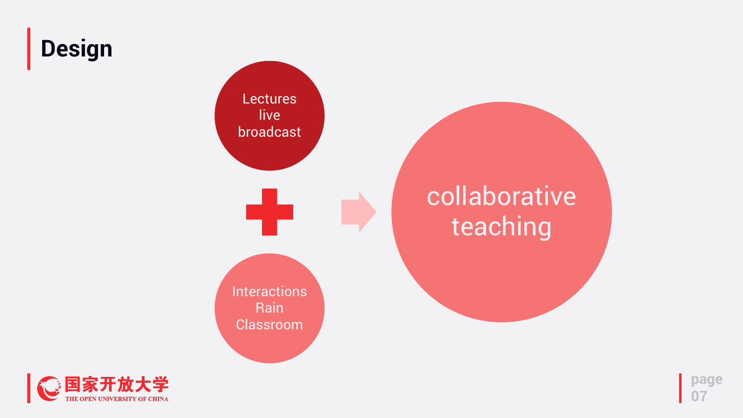# Design

Lectures live broadcast

+

Interactions Rain Classroom

→

collaborative teaching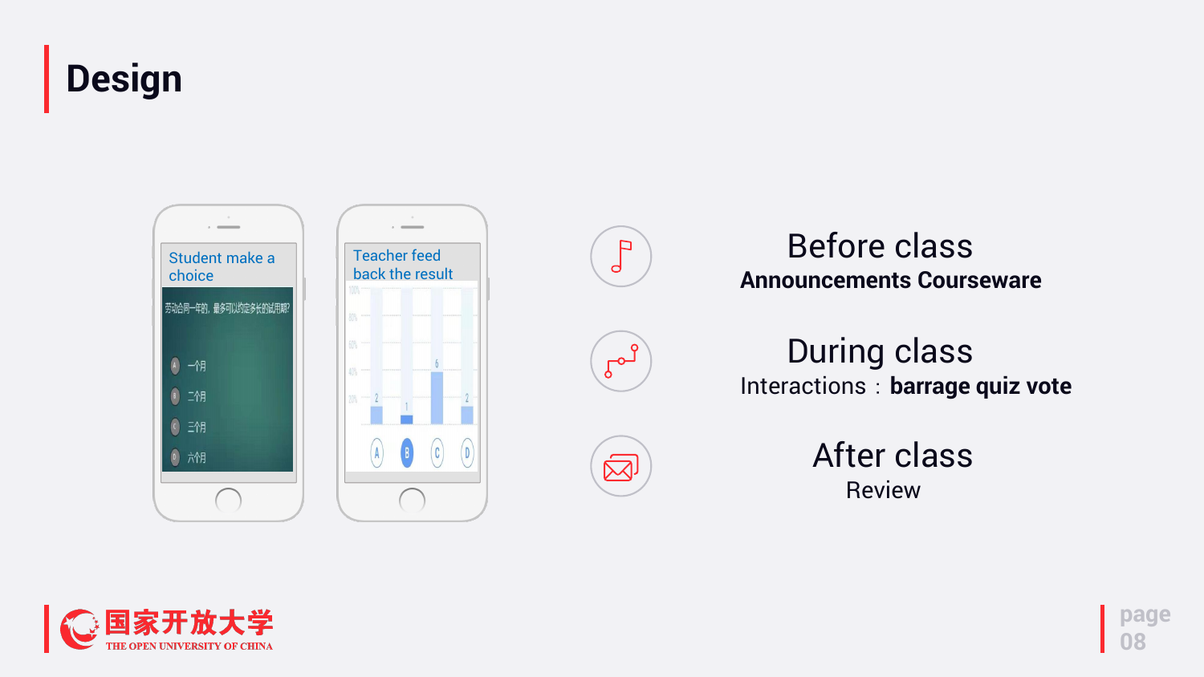# Design

Student make a choice

劳动合同一年的，最多可以约定多长的试用期？

- A 一个月
- B 二个月
- C 三个月
- D 六个月

Teacher feed back the result

## Before class

**Announcements Courseware**

## During class

Interactions：**barrage quiz vote**

## After class

Review

国家开放大学
THE OPEN UNIVERSITY OF CHINA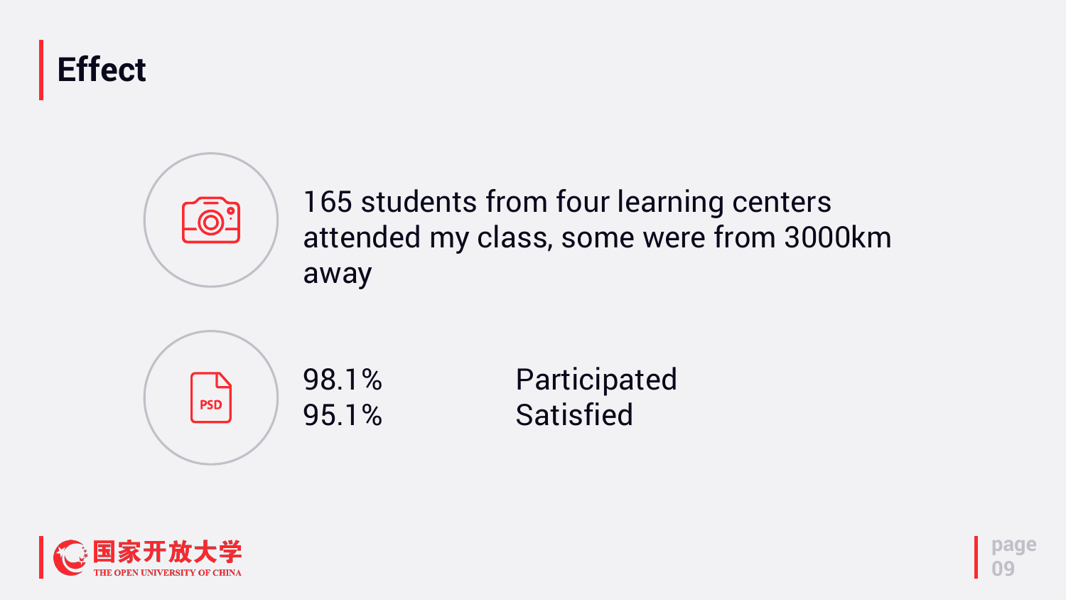# Effect

165 students from four learning centers attended my class, some were from 3000km away

| | |
|---|---|
| 98.1% | Participated |
| 95.1% | Satisfied |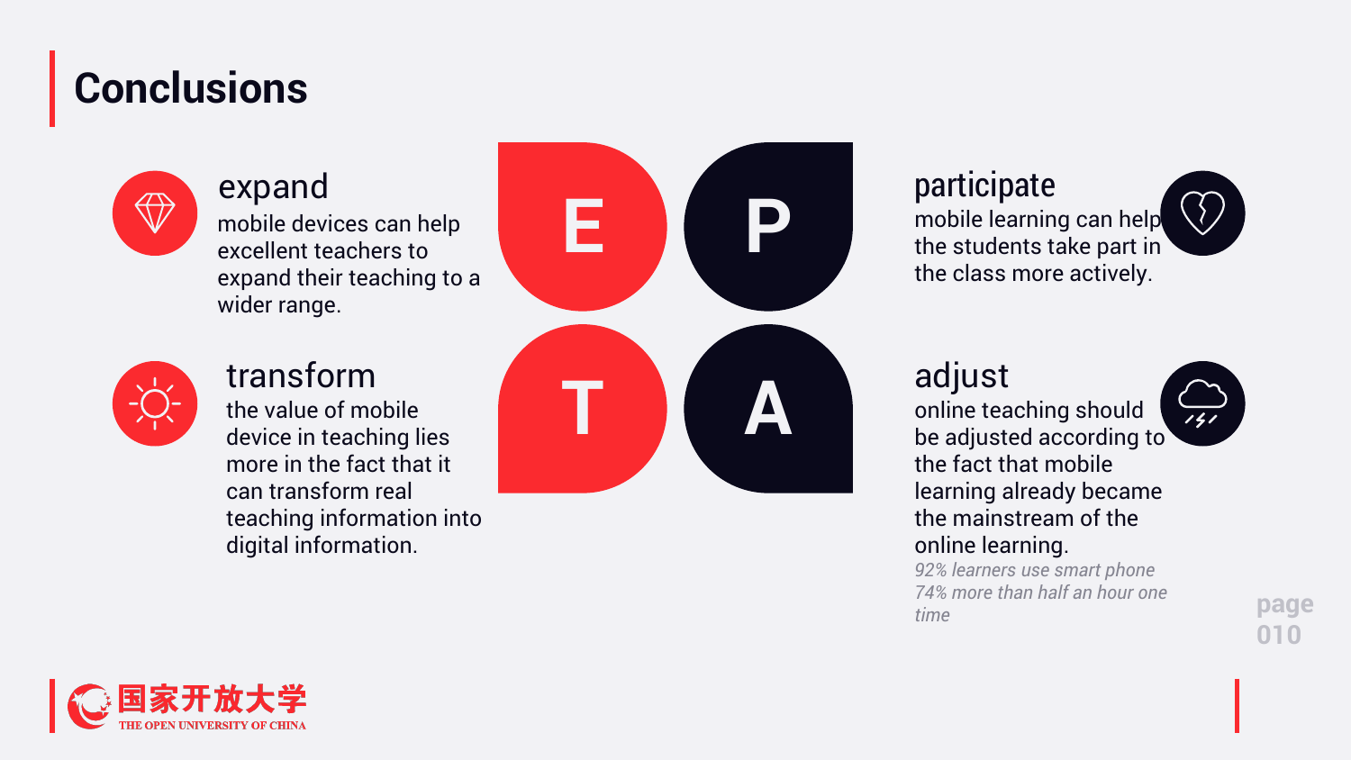# Conclusions

### expand

mobile devices can help excellent teachers to expand their teaching to a wider range.

### transform

the value of mobile device in teaching lies more in the fact that it can transform real teaching information into digital information.

E P
T A

### participate

mobile learning can help the students take part in the class more actively.

### adjust

online teaching should be adjusted according to the fact that mobile learning already became the mainstream of the online learning.

*92% learners use smart phone*
*74% more than half an hour one time*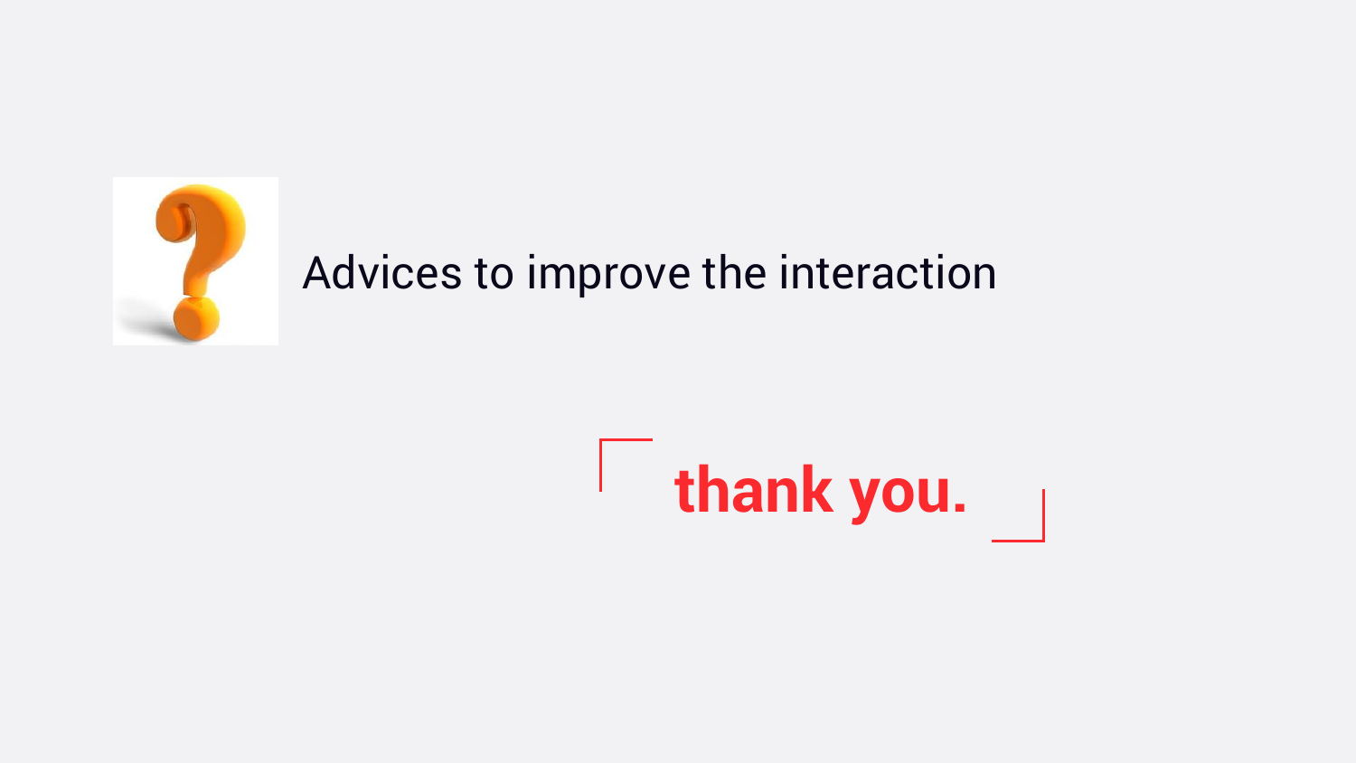Advices to improve the interaction

**thank you.**